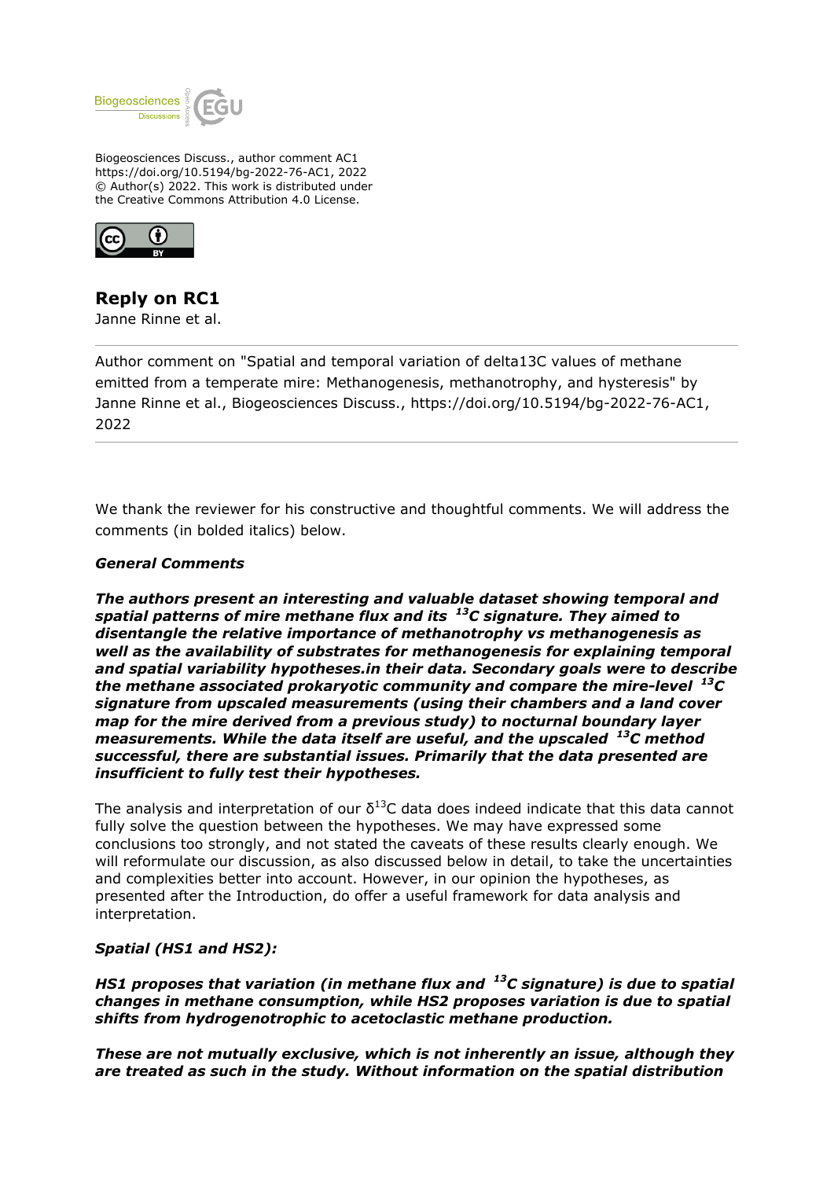Biogeosciences Discuss., author comment AC1
https://doi.org/10.5194/bg-2022-76-AC1, 2022
© Author(s) 2022. This work is distributed under
the Creative Commons Attribution 4.0 License.

## Reply on RC1

Janne Rinne et al.

---

Author comment on "Spatial and temporal variation of delta13C values of methane emitted from a temperate mire: Methanogenesis, methanotrophy, and hysteresis" by Janne Rinne et al., Biogeosciences Discuss., https://doi.org/10.5194/bg-2022-76-AC1, 2022

---

We thank the reviewer for his constructive and thoughtful comments. We will address the comments (in bolded italics) below.

***General Comments***

***The authors present an interesting and valuable dataset showing temporal and spatial patterns of mire methane flux and its $^{13}C$ signature. They aimed to disentangle the relative importance of methanotrophy vs methanogenesis as well as the availability of substrates for methanogenesis for explaining temporal and spatial variability hypotheses.in their data. Secondary goals were to describe the methane associated prokaryotic community and compare the mire-level $^{13}C$ signature from upscaled measurements (using their chambers and a land cover map for the mire derived from a previous study) to nocturnal boundary layer measurements. While the data itself are useful, and the upscaled $^{13}C$ method successful, there are substantial issues. Primarily that the data presented are insufficient to fully test their hypotheses.***

The analysis and interpretation of our $\delta^{13}C$ data does indeed indicate that this data cannot fully solve the question between the hypotheses. We may have expressed some conclusions too strongly, and not stated the caveats of these results clearly enough. We will reformulate our discussion, as also discussed below in detail, to take the uncertainties and complexities better into account. However, in our opinion the hypotheses, as presented after the Introduction, do offer a useful framework for data analysis and interpretation.

***Spatial (HS1 and HS2):***

***HS1 proposes that variation (in methane flux and $^{13}C$ signature) is due to spatial changes in methane consumption, while HS2 proposes variation is due to spatial shifts from hydrogenotrophic to acetoclastic methane production.***

***These are not mutually exclusive, which is not inherently an issue, although they are treated as such in the study. Without information on the spatial distribution***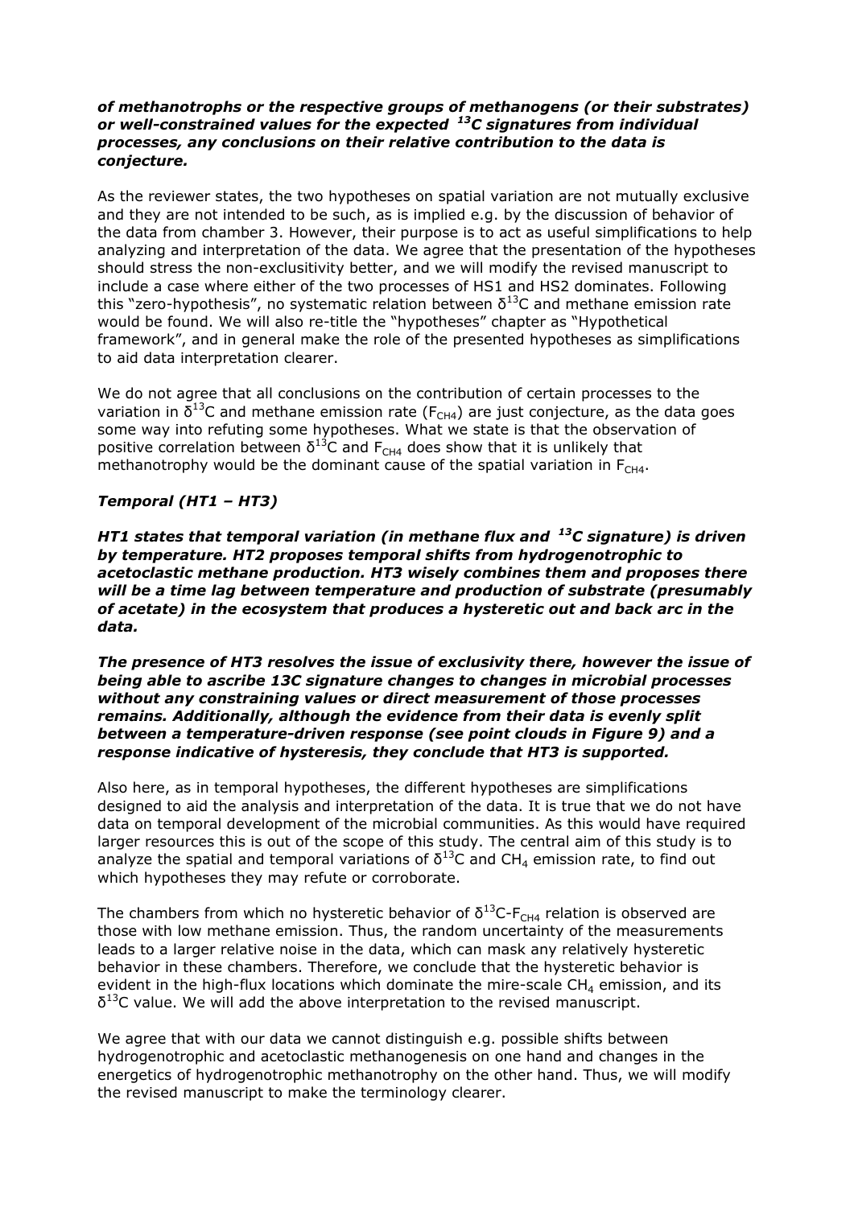***of methanotrophs or the respective groups of methanogens (or their substrates) or well-constrained values for the expected $^{13}C$ signatures from individual processes, any conclusions on their relative contribution to the data is conjecture.***

As the reviewer states, the two hypotheses on spatial variation are not mutually exclusive and they are not intended to be such, as is implied e.g. by the discussion of behavior of the data from chamber 3. However, their purpose is to act as useful simplifications to help analyzing and interpretation of the data. We agree that the presentation of the hypotheses should stress the non-exclusitivity better, and we will modify the revised manuscript to include a case where either of the two processes of HS1 and HS2 dominates. Following this "zero-hypothesis", no systematic relation between $\delta^{13}C$ and methane emission rate would be found. We will also re-title the "hypotheses" chapter as "Hypothetical framework", and in general make the role of the presented hypotheses as simplifications to aid data interpretation clearer.

We do not agree that all conclusions on the contribution of certain processes to the variation in $\delta^{13}C$ and methane emission rate ($F_{CH4}$) are just conjecture, as the data goes some way into refuting some hypotheses. What we state is that the observation of positive correlation between $\delta^{13}C$ and $F_{CH4}$ does show that it is unlikely that methanotrophy would be the dominant cause of the spatial variation in $F_{CH4}$.

### *Temporal (HT1 – HT3)*

***HT1 states that temporal variation (in methane flux and $^{13}C$ signature) is driven by temperature. HT2 proposes temporal shifts from hydrogenotrophic to acetoclastic methane production. HT3 wisely combines them and proposes there will be a time lag between temperature and production of substrate (presumably of acetate) in the ecosystem that produces a hysteretic out and back arc in the data.***

***The presence of HT3 resolves the issue of exclusivity there, however the issue of being able to ascribe 13C signature changes to changes in microbial processes without any constraining values or direct measurement of those processes remains. Additionally, although the evidence from their data is evenly split between a temperature-driven response (see point clouds in Figure 9) and a response indicative of hysteresis, they conclude that HT3 is supported.***

Also here, as in temporal hypotheses, the different hypotheses are simplifications designed to aid the analysis and interpretation of the data. It is true that we do not have data on temporal development of the microbial communities. As this would have required larger resources this is out of the scope of this study. The central aim of this study is to analyze the spatial and temporal variations of $\delta^{13}C$ and $CH_4$ emission rate, to find out which hypotheses they may refute or corroborate.

The chambers from which no hysteretic behavior of $\delta^{13}C$-$F_{CH4}$ relation is observed are those with low methane emission. Thus, the random uncertainty of the measurements leads to a larger relative noise in the data, which can mask any relatively hysteretic behavior in these chambers. Therefore, we conclude that the hysteretic behavior is evident in the high-flux locations which dominate the mire-scale $CH_4$ emission, and its $\delta^{13}C$ value. We will add the above interpretation to the revised manuscript.

We agree that with our data we cannot distinguish e.g. possible shifts between hydrogenotrophic and acetoclastic methanogenesis on one hand and changes in the energetics of hydrogenotrophic methanotrophy on the other hand. Thus, we will modify the revised manuscript to make the terminology clearer.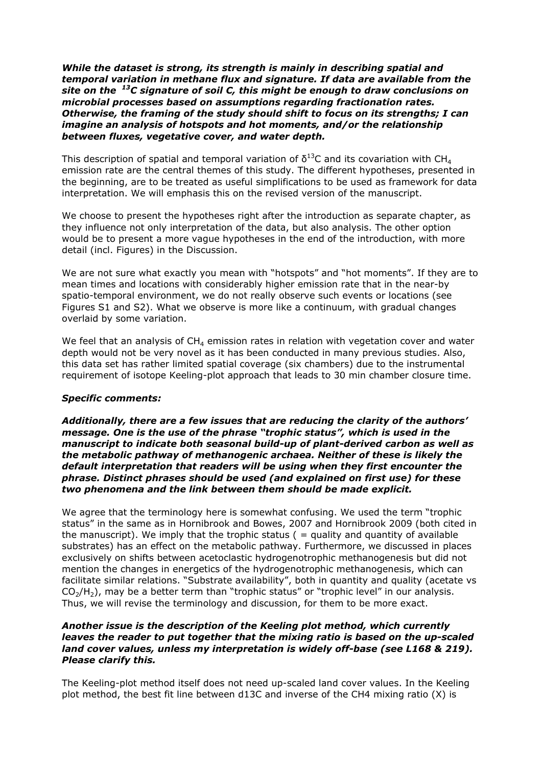***While the dataset is strong, its strength is mainly in describing spatial and temporal variation in methane flux and signature. If data are available from the site on the $^{13}C$ signature of soil C, this might be enough to draw conclusions on microbial processes based on assumptions regarding fractionation rates. Otherwise, the framing of the study should shift to focus on its strengths; I can imagine an analysis of hotspots and hot moments, and/or the relationship between fluxes, vegetative cover, and water depth.***

This description of spatial and temporal variation of $\delta^{13}C$ and its covariation with $CH_4$ emission rate are the central themes of this study. The different hypotheses, presented in the beginning, are to be treated as useful simplifications to be used as framework for data interpretation. We will emphasis this on the revised version of the manuscript.

We choose to present the hypotheses right after the introduction as separate chapter, as they influence not only interpretation of the data, but also analysis. The other option would be to present a more vague hypotheses in the end of the introduction, with more detail (incl. Figures) in the Discussion.

We are not sure what exactly you mean with "hotspots" and "hot moments". If they are to mean times and locations with considerably higher emission rate that in the near-by spatio-temporal environment, we do not really observe such events or locations (see Figures S1 and S2). What we observe is more like a continuum, with gradual changes overlaid by some variation.

We feel that an analysis of $CH_4$ emission rates in relation with vegetation cover and water depth would not be very novel as it has been conducted in many previous studies. Also, this data set has rather limited spatial coverage (six chambers) due to the instrumental requirement of isotope Keeling-plot approach that leads to 30 min chamber closure time.

***Specific comments:***

***Additionally, there are a few issues that are reducing the clarity of the authors' message. One is the use of the phrase "trophic status", which is used in the manuscript to indicate both seasonal build-up of plant-derived carbon as well as the metabolic pathway of methanogenic archaea. Neither of these is likely the default interpretation that readers will be using when they first encounter the phrase. Distinct phrases should be used (and explained on first use) for these two phenomena and the link between them should be made explicit.***

We agree that the terminology here is somewhat confusing. We used the term "trophic status" in the same as in Hornibrook and Bowes, 2007 and Hornibrook 2009 (both cited in the manuscript). We imply that the trophic status ( = quality and quantity of available substrates) has an effect on the metabolic pathway. Furthermore, we discussed in places exclusively on shifts between acetoclastic hydrogenotrophic methanogenesis but did not mention the changes in energetics of the hydrogenotrophic methanogenesis, which can facilitate similar relations. "Substrate availability", both in quantity and quality (acetate vs $CO_2/H_2$), may be a better term than "trophic status" or "trophic level" in our analysis. Thus, we will revise the terminology and discussion, for them to be more exact.

***Another issue is the description of the Keeling plot method, which currently leaves the reader to put together that the mixing ratio is based on the up-scaled land cover values, unless my interpretation is widely off-base (see L168 & 219). Please clarify this.***

The Keeling-plot method itself does not need up-scaled land cover values. In the Keeling plot method, the best fit line between d13C and inverse of the CH4 mixing ratio (X) is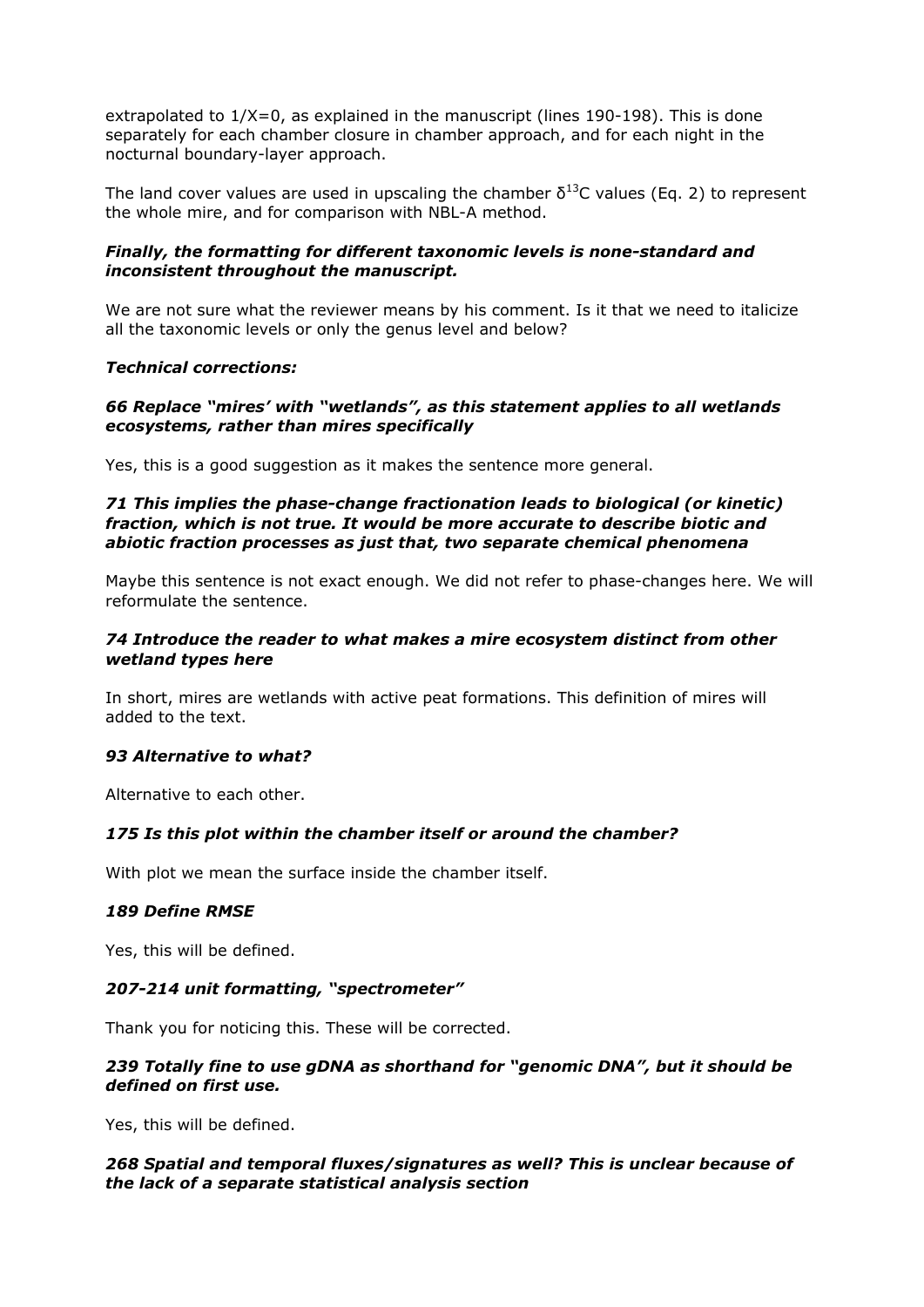extrapolated to $1/X=0$, as explained in the manuscript (lines 190-198). This is done separately for each chamber closure in chamber approach, and for each night in the nocturnal boundary-layer approach.

The land cover values are used in upscaling the chamber $\delta^{13}C$ values (Eq. 2) to represent the whole mire, and for comparison with NBL-A method.

***Finally, the formatting for different taxonomic levels is none-standard and inconsistent throughout the manuscript.***

We are not sure what the reviewer means by his comment. Is it that we need to italicize all the taxonomic levels or only the genus level and below?

***Technical corrections:***

***66 Replace "mires' with "wetlands", as this statement applies to all wetlands ecosystems, rather than mires specifically***

Yes, this is a good suggestion as it makes the sentence more general.

***71 This implies the phase-change fractionation leads to biological (or kinetic) fraction, which is not true. It would be more accurate to describe biotic and abiotic fraction processes as just that, two separate chemical phenomena***

Maybe this sentence is not exact enough. We did not refer to phase-changes here. We will reformulate the sentence.

***74 Introduce the reader to what makes a mire ecosystem distinct from other wetland types here***

In short, mires are wetlands with active peat formations. This definition of mires will added to the text.

***93 Alternative to what?***

Alternative to each other.

***175 Is this plot within the chamber itself or around the chamber?***

With plot we mean the surface inside the chamber itself.

***189 Define RMSE***

Yes, this will be defined.

***207-214 unit formatting, "spectrometer"***

Thank you for noticing this. These will be corrected.

***239 Totally fine to use gDNA as shorthand for "genomic DNA", but it should be defined on first use.***

Yes, this will be defined.

***268 Spatial and temporal fluxes/signatures as well? This is unclear because of the lack of a separate statistical analysis section***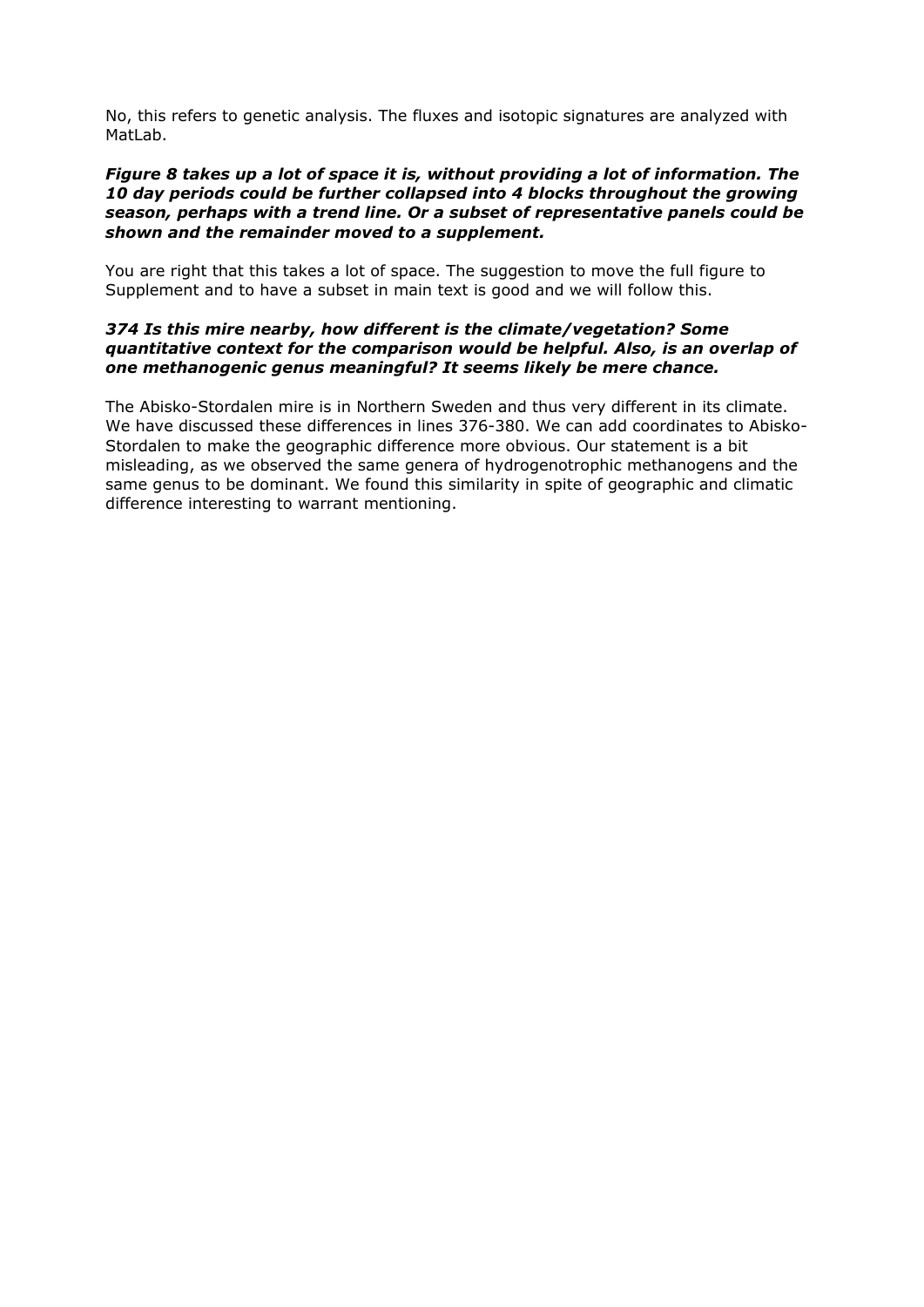No, this refers to genetic analysis. The fluxes and isotopic signatures are analyzed with MatLab.

***Figure 8 takes up a lot of space it is, without providing a lot of information. The 10 day periods could be further collapsed into 4 blocks throughout the growing season, perhaps with a trend line. Or a subset of representative panels could be shown and the remainder moved to a supplement.***

You are right that this takes a lot of space. The suggestion to move the full figure to Supplement and to have a subset in main text is good and we will follow this.

***374 Is this mire nearby, how different is the climate/vegetation? Some quantitative context for the comparison would be helpful. Also, is an overlap of one methanogenic genus meaningful? It seems likely be mere chance.***

The Abisko-Stordalen mire is in Northern Sweden and thus very different in its climate. We have discussed these differences in lines 376-380. We can add coordinates to Abisko-Stordalen to make the geographic difference more obvious. Our statement is a bit misleading, as we observed the same genera of hydrogenotrophic methanogens and the same genus to be dominant. We found this similarity in spite of geographic and climatic difference interesting to warrant mentioning.